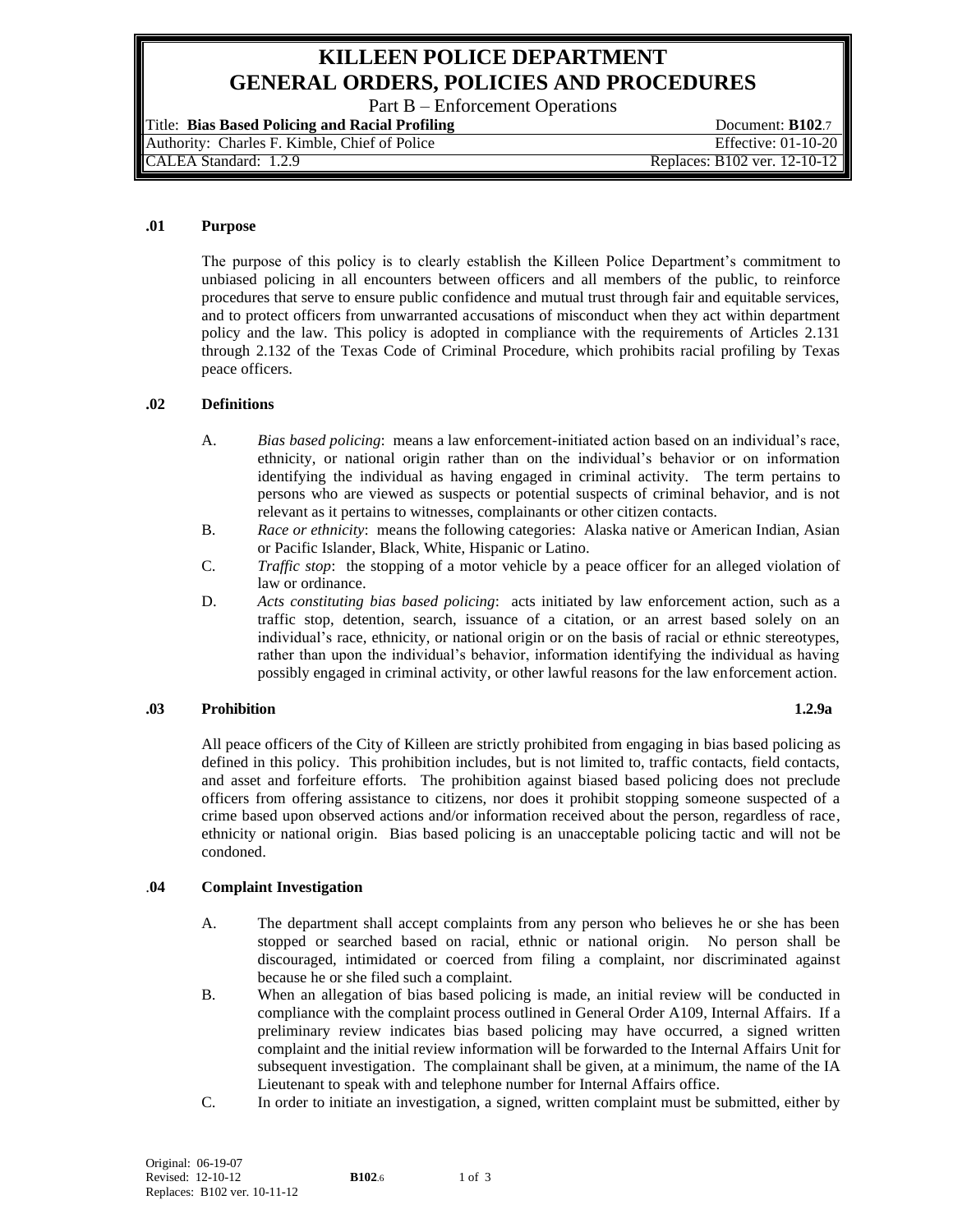# KILLEEN POLICE DEPARTMENT
# GENERAL ORDERS, POLICIES AND PROCEDURES

Part B – Enforcement Operations

| | |
|---|---|
| Title: **Bias Based Policing and Racial Profiling** | Document: **B102**.7 |
| Authority: Charles F. Kimble, Chief of Police | Effective: 01-10-20 |
| CALEA Standard: 1.2.9 | Replaces: B102 ver. 12-10-12 |

## .01 Purpose

The purpose of this policy is to clearly establish the Killeen Police Department's commitment to unbiased policing in all encounters between officers and all members of the public, to reinforce procedures that serve to ensure public confidence and mutual trust through fair and equitable services, and to protect officers from unwarranted accusations of misconduct when they act within department policy and the law. This policy is adopted in compliance with the requirements of Articles 2.131 through 2.132 of the Texas Code of Criminal Procedure, which prohibits racial profiling by Texas peace officers.

## .02 Definitions

A. *Bias based policing*: means a law enforcement-initiated action based on an individual's race, ethnicity, or national origin rather than on the individual's behavior or on information identifying the individual as having engaged in criminal activity. The term pertains to persons who are viewed as suspects or potential suspects of criminal behavior, and is not relevant as it pertains to witnesses, complainants or other citizen contacts.

B. *Race or ethnicity*: means the following categories: Alaska native or American Indian, Asian or Pacific Islander, Black, White, Hispanic or Latino.

C. *Traffic stop*: the stopping of a motor vehicle by a peace officer for an alleged violation of law or ordinance.

D. *Acts constituting bias based policing*: acts initiated by law enforcement action, such as a traffic stop, detention, search, issuance of a citation, or an arrest based solely on an individual's race, ethnicity, or national origin or on the basis of racial or ethnic stereotypes, rather than upon the individual's behavior, information identifying the individual as having possibly engaged in criminal activity, or other lawful reasons for the law enforcement action.

## .03 Prohibition **1.2.9a**

All peace officers of the City of Killeen are strictly prohibited from engaging in bias based policing as defined in this policy. This prohibition includes, but is not limited to, traffic contacts, field contacts, and asset and forfeiture efforts. The prohibition against biased based policing does not preclude officers from offering assistance to citizens, nor does it prohibit stopping someone suspected of a crime based upon observed actions and/or information received about the person, regardless of race, ethnicity or national origin. Bias based policing is an unacceptable policing tactic and will not be condoned.

## .04 Complaint Investigation

A. The department shall accept complaints from any person who believes he or she has been stopped or searched based on racial, ethnic or national origin. No person shall be discouraged, intimidated or coerced from filing a complaint, nor discriminated against because he or she filed such a complaint.

B. When an allegation of bias based policing is made, an initial review will be conducted in compliance with the complaint process outlined in General Order A109, Internal Affairs. If a preliminary review indicates bias based policing may have occurred, a signed written complaint and the initial review information will be forwarded to the Internal Affairs Unit for subsequent investigation. The complainant shall be given, at a minimum, the name of the IA Lieutenant to speak with and telephone number for Internal Affairs office.

C. In order to initiate an investigation, a signed, written complaint must be submitted, either by

Original: 06-19-07
Revised: 12-10-12
Replaces: B102 ver. 10-11-12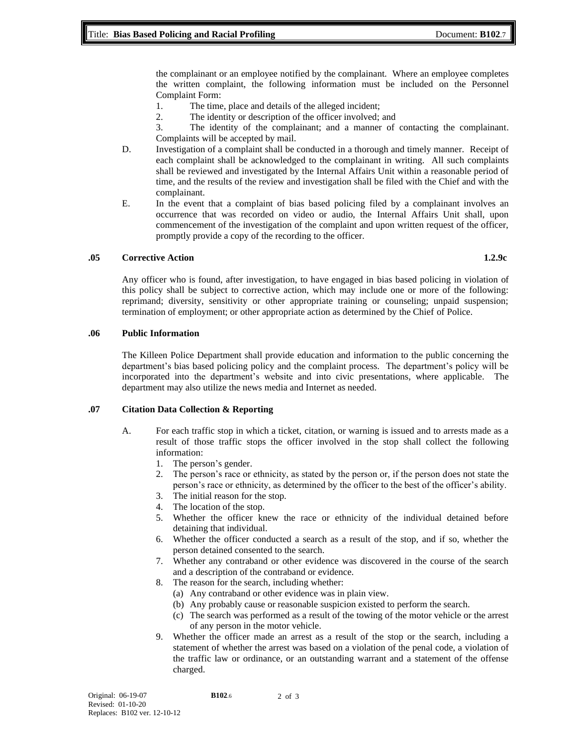the complainant or an employee notified by the complainant. Where an employee completes the written complaint, the following information must be included on the Personnel Complaint Form:

1. The time, place and details of the alleged incident;
2. The identity or description of the officer involved; and
3. The identity of the complainant; and a manner of contacting the complainant. Complaints will be accepted by mail.

D. Investigation of a complaint shall be conducted in a thorough and timely manner. Receipt of each complaint shall be acknowledged to the complainant in writing. All such complaints shall be reviewed and investigated by the Internal Affairs Unit within a reasonable period of time, and the results of the review and investigation shall be filed with the Chief and with the complainant.

E. In the event that a complaint of bias based policing filed by a complainant involves an occurrence that was recorded on video or audio, the Internal Affairs Unit shall, upon commencement of the investigation of the complaint and upon written request of the officer, promptly provide a copy of the recording to the officer.

### .05 Corrective Action — 1.2.9c

Any officer who is found, after investigation, to have engaged in bias based policing in violation of this policy shall be subject to corrective action, which may include one or more of the following: reprimand; diversity, sensitivity or other appropriate training or counseling; unpaid suspension; termination of employment; or other appropriate action as determined by the Chief of Police.

### .06 Public Information

The Killeen Police Department shall provide education and information to the public concerning the department's bias based policing policy and the complaint process. The department's policy will be incorporated into the department's website and into civic presentations, where applicable. The department may also utilize the news media and Internet as needed.

### .07 Citation Data Collection & Reporting

A. For each traffic stop in which a ticket, citation, or warning is issued and to arrests made as a result of those traffic stops the officer involved in the stop shall collect the following information:

1. The person's gender.
2. The person's race or ethnicity, as stated by the person or, if the person does not state the person's race or ethnicity, as determined by the officer to the best of the officer's ability.
3. The initial reason for the stop.
4. The location of the stop.
5. Whether the officer knew the race or ethnicity of the individual detained before detaining that individual.
6. Whether the officer conducted a search as a result of the stop, and if so, whether the person detained consented to the search.
7. Whether any contraband or other evidence was discovered in the course of the search and a description of the contraband or evidence.
8. The reason for the search, including whether:
   - (a) Any contraband or other evidence was in plain view.
   - (b) Any probably cause or reasonable suspicion existed to perform the search.
   - (c) The search was performed as a result of the towing of the motor vehicle or the arrest of any person in the motor vehicle.
9. Whether the officer made an arrest as a result of the stop or the search, including a statement of whether the arrest was based on a violation of the penal code, a violation of the traffic law or ordinance, or an outstanding warrant and a statement of the offense charged.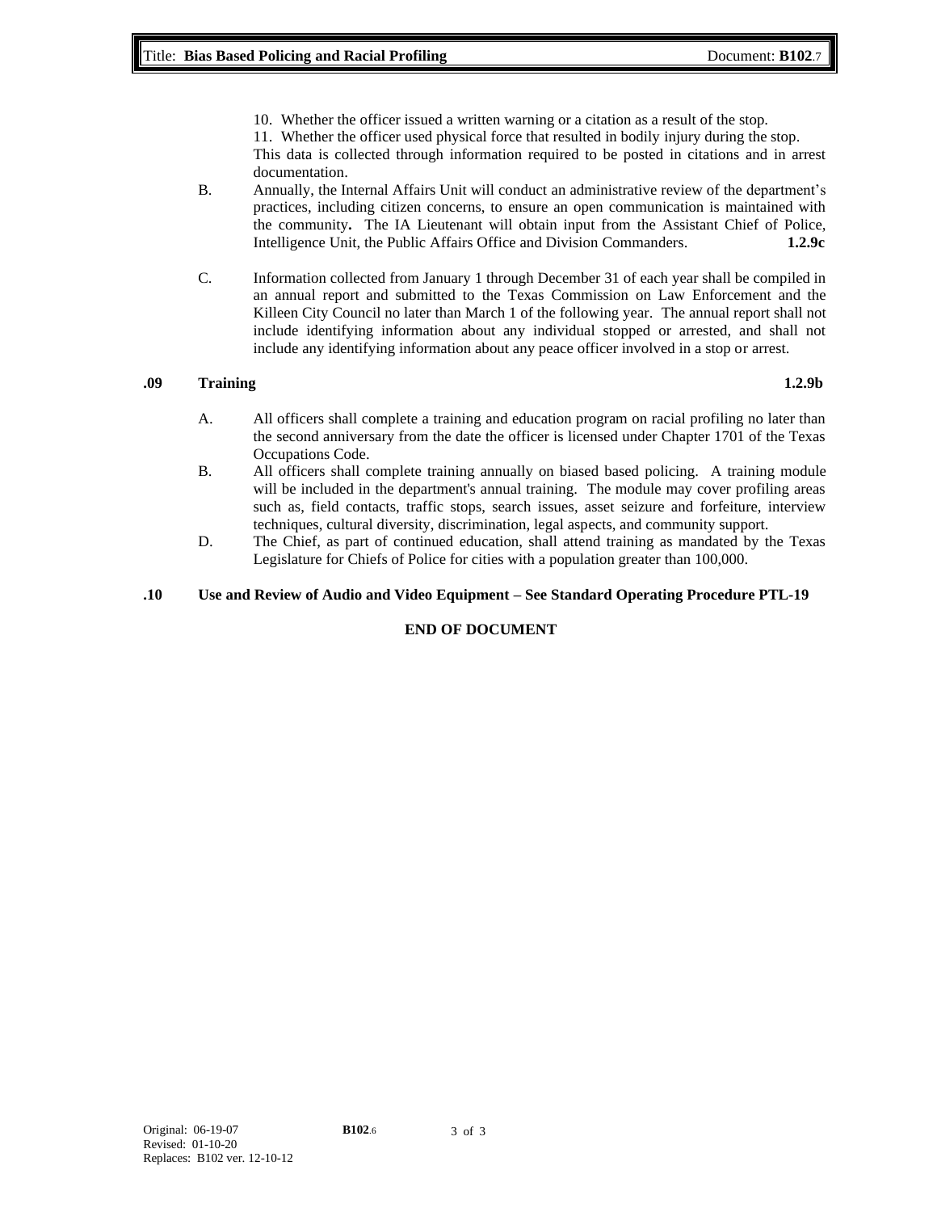10. Whether the officer issued a written warning or a citation as a result of the stop.
11. Whether the officer used physical force that resulted in bodily injury during the stop.

This data is collected through information required to be posted in citations and in arrest documentation.

B. Annually, the Internal Affairs Unit will conduct an administrative review of the department's practices, including citizen concerns, to ensure an open communication is maintained with the community**.** The IA Lieutenant will obtain input from the Assistant Chief of Police, Intelligence Unit, the Public Affairs Office and Division Commanders. **1.2.9c**

C. Information collected from January 1 through December 31 of each year shall be compiled in an annual report and submitted to the Texas Commission on Law Enforcement and the Killeen City Council no later than March 1 of the following year. The annual report shall not include identifying information about any individual stopped or arrested, and shall not include any identifying information about any peace officer involved in a stop or arrest.

## .09 Training **1.2.9b**

A. All officers shall complete a training and education program on racial profiling no later than the second anniversary from the date the officer is licensed under Chapter 1701 of the Texas Occupations Code.

B. All officers shall complete training annually on biased based policing. A training module will be included in the department's annual training. The module may cover profiling areas such as, field contacts, traffic stops, search issues, asset seizure and forfeiture, interview techniques, cultural diversity, discrimination, legal aspects, and community support.

D. The Chief, as part of continued education, shall attend training as mandated by the Texas Legislature for Chiefs of Police for cities with a population greater than 100,000.

## .10 Use and Review of Audio and Video Equipment – See Standard Operating Procedure PTL-19

**END OF DOCUMENT**

Original: 06-19-07
Revised: 01-10-20
Replaces: B102 ver. 12-10-12